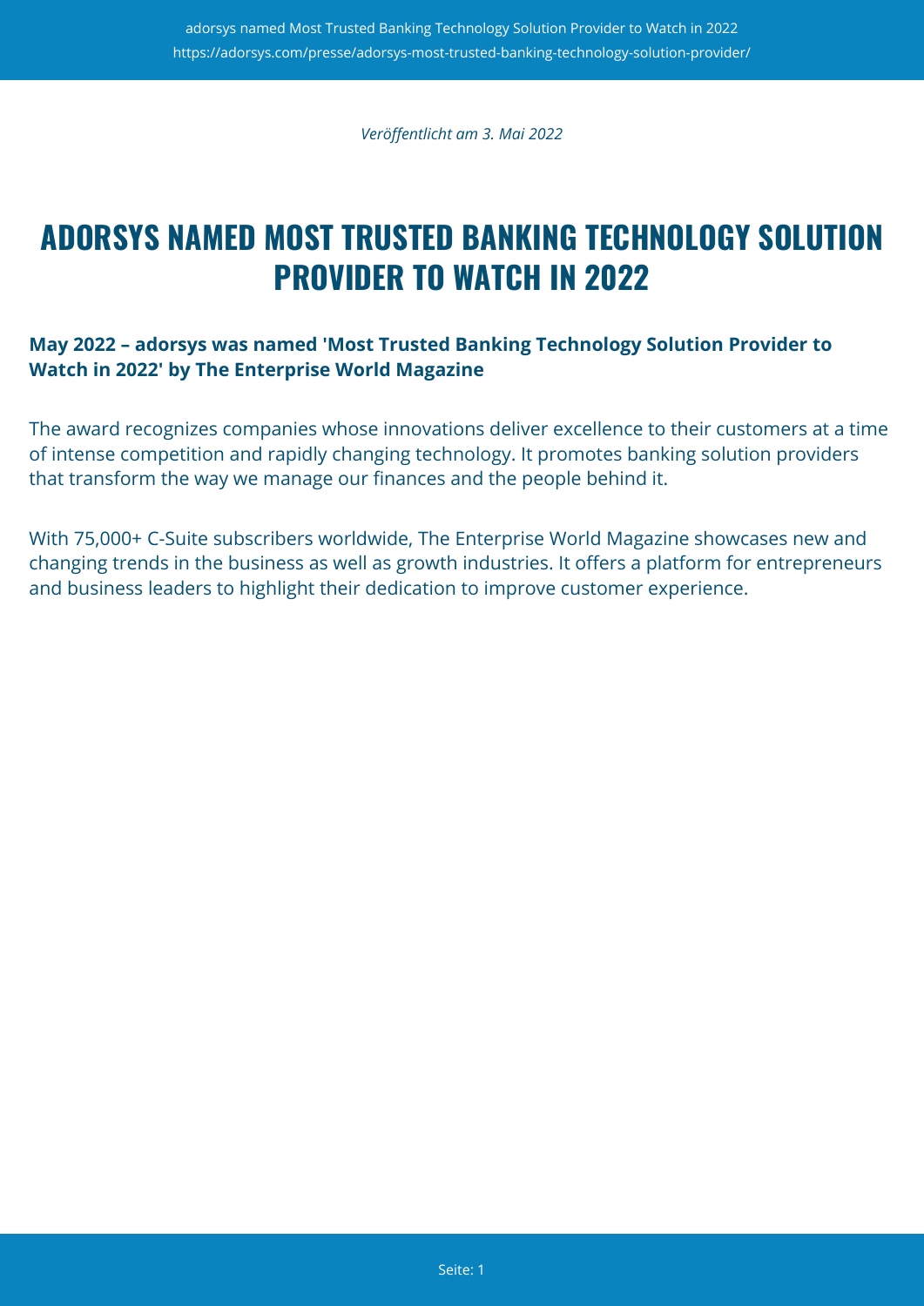*Veröffentlicht am 3. Mai 2022*

# ADORSYS NAMED MOST TRUSTED BANKING TECHNOLOGY SOLUTION PROVIDER TO WATCH IN 2022

**May 2022 – adorsys was named 'Most Trusted Banking Technology Solution Provider to Watch in 2022' by The Enterprise World Magazine**

The award recognizes companies whose innovations deliver excellence to their customers at a time of intense competition and rapidly changing technology. It promotes banking solution providers that transform the way we manage our finances and the people behind it.

With 75,000+ C-Suite subscribers worldwide, The Enterprise World Magazine showcases new and changing trends in the business as well as growth industries. It offers a platform for entrepreneurs and business leaders to highlight their dedication to improve customer experience.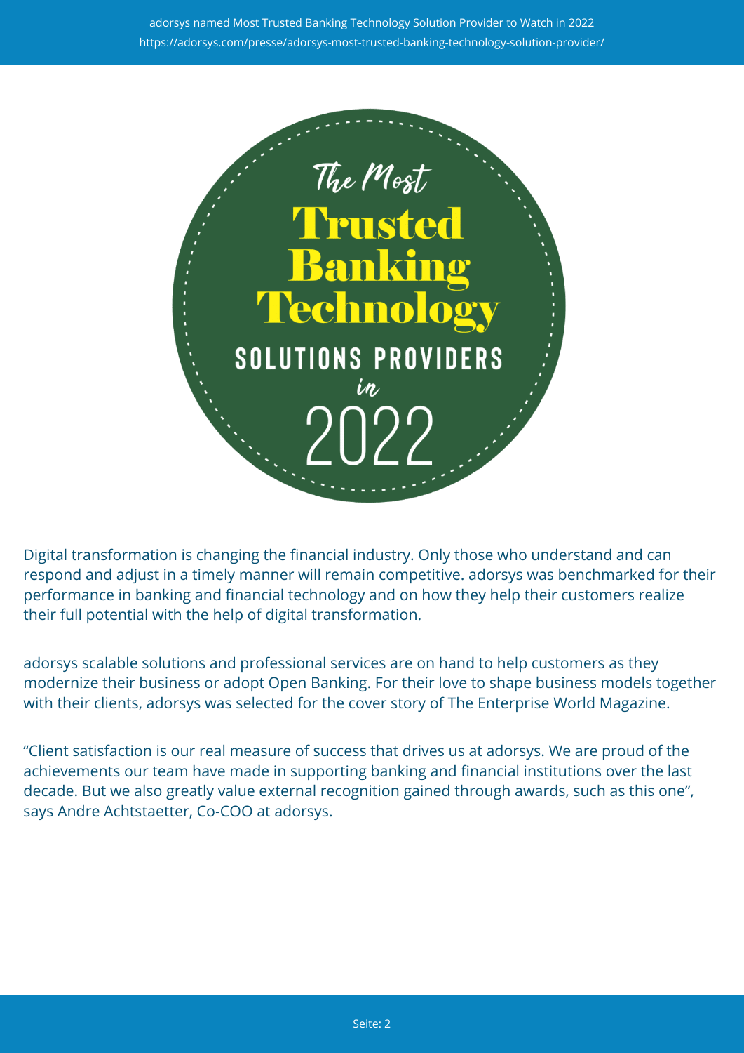The Most Trusted Banking Technology SOLUTIONS PROVIDERS in 2022

Digital transformation is changing the financial industry. Only those who understand and can respond and adjust in a timely manner will remain competitive. adorsys was benchmarked for their performance in banking and financial technology and on how they help their customers realize their full potential with the help of digital transformation.

adorsys scalable solutions and professional services are on hand to help customers as they modernize their business or adopt Open Banking. For their love to shape business models together with their clients, adorsys was selected for the cover story of The Enterprise World Magazine.

“Client satisfaction is our real measure of success that drives us at adorsys. We are proud of the achievements our team have made in supporting banking and financial institutions over the last decade. But we also greatly value external recognition gained through awards, such as this one”, says Andre Achtstaetter, Co-COO at adorsys.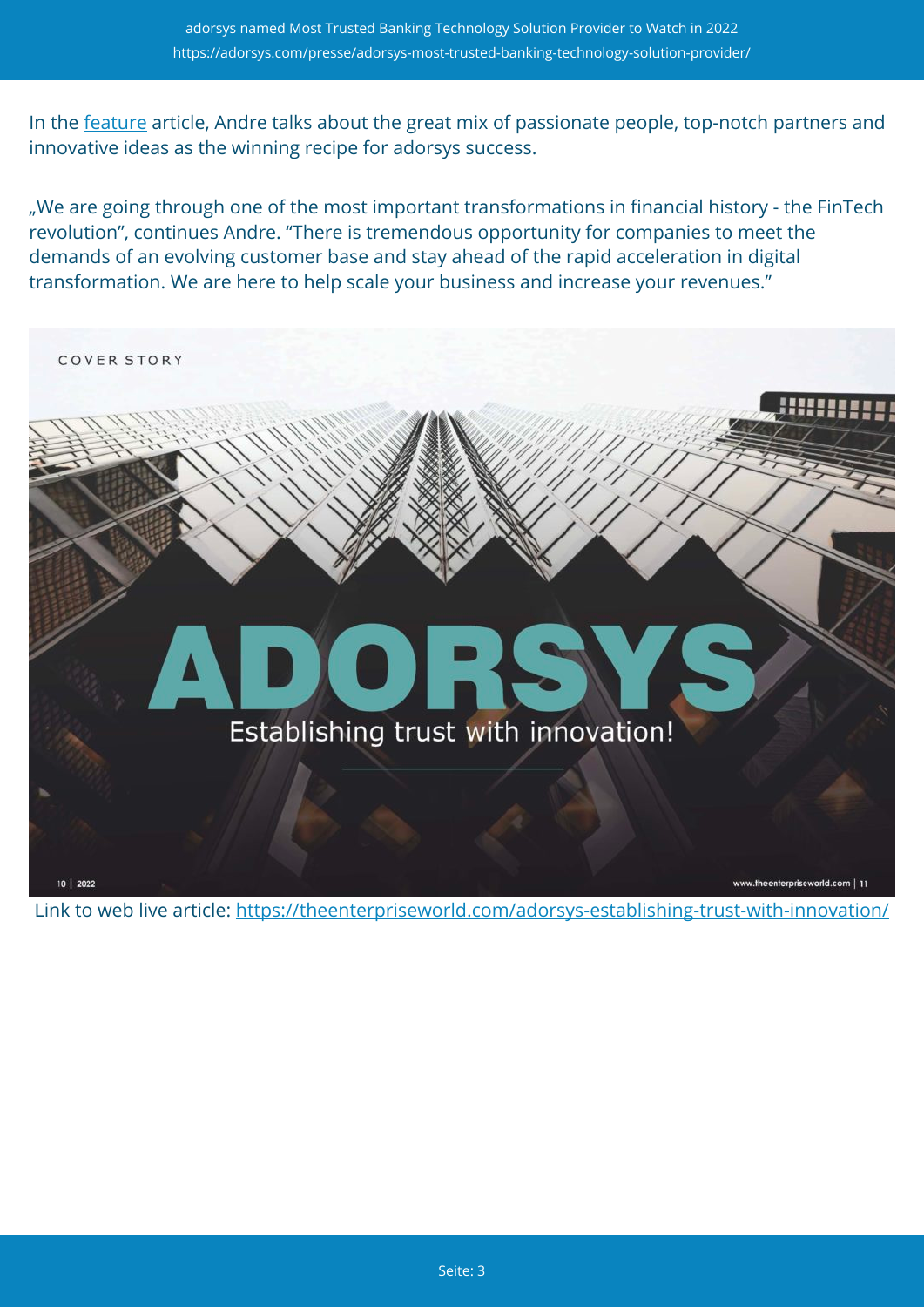In the [feature](https://theenterpriseworld.com/adorsys-establishing-trust-with-innovation/) article, Andre talks about the great mix of passionate people, top-notch partners and innovative ideas as the winning recipe for adorsys success.

„We are going through one of the most important transformations in financial history - the FinTech revolution", continues Andre. "There is tremendous opportunity for companies to meet the demands of an evolving customer base and stay ahead of the rapid acceleration in digital transformation. We are here to help scale your business and increase your revenues."

COVER STORY

# ADORSYS

Establishing trust with innovation!

10 | 2022

www.theenterpriseworld.com | 11

Link to web live article: https://theenterpriseworld.com/adorsys-establishing-trust-with-innovation/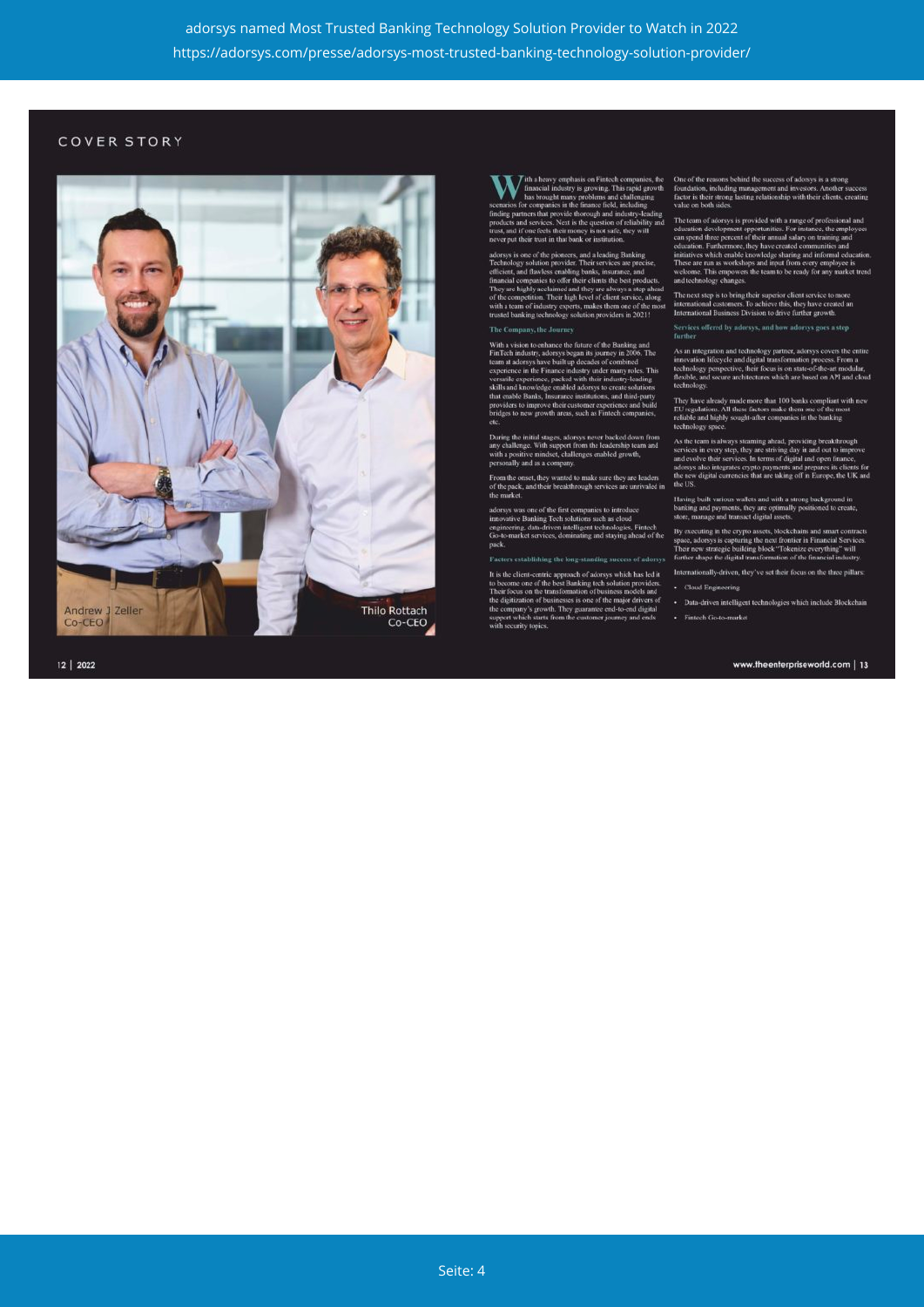adorsys named Most Trusted Banking Technology Solution Provider to Watch in 2022
https://adorsys.com/presse/adorsys-most-trusted-banking-technology-solution-provider/

COVER STORY

Andrew J Zeller
Co-CEO

Thilo Rottach
Co-CEO

With a heavy emphasis on Fintech companies, the financial industry is growing. This rapid growth has brought many problems and challenging scenarios for companies in the finance field, including finding partners that provide thorough and industry-leading products and services. Next is the question of reliability and trust, and if one feels their money is not safe, they will never put their trust in that bank or institution.

adorsys is one of the pioneers, and a leading Banking Technology solution provider. Their services are precise, efficient, and flawless enabling banks, insurance, and financial companies to offer their clients the best products. They are highly acclaimed and they are always a step ahead of the competition. Their high level of client service, along with a team of industry experts, makes them one of the most trusted banking technology solution providers in 2021!

## The Company, the Journey

With a vision to enhance the future of the Banking and FinTech industry, adorsys began its journey in 2006. The team at adorsys have built up decades of combined experience in the Finance industry under many roles. This versatile experience, packed with their industry-leading skills and knowledge enabled adorsys to create solutions that enable Banks, Insurance institutions, and third-party providers to improve their customer experience and build bridges to new growth areas, such as Fintech companies, etc.

During the initial stages, adorsys never backed down from any challenge. With support from the leadership team and with a positive mindset, challenges enabled growth, personally and as a company.

From the onset, they wanted to make sure they are leaders of the pack, and their breakthrough services are unrivaled in the market.

adorsys was one of the first companies to introduce innovative Banking Tech solutions such as cloud engineering, data-driven intelligent technologies, Fintech Go-to-market services, dominating and staying ahead of the pack.

## Factors establishing the long-standing success of adorsys

It is the client-centric approach of adorsys which has led it to become one of the best Banking tech solution providers. Their focus on the transformation of business models and the digitization of businesses is one of the major drivers of the company's growth. They guarantee end-to-end digital support which starts from the customer journey and ends with security topics.

One of the reasons behind the success of adorsys is a strong foundation, including management and investors. Another success factor is their strong lasting relationship with their clients, creating value on both sides.

The team of adorsys is provided with a range of professional and education development opportunities. For instance, the employees can spend three percent of their annual salary on training and education. Furthermore, they have created communities and initiatives which enable knowledge sharing and informal education. These are run as workshops and input from every employee is welcome. This empowers the team to be ready for any market trend and technology changes.

The next step is to bring their superior client service to more international customers. To achieve this, they have created an International Business Division to drive further growth.

## Services offered by adorsys, and how adorsys goes a step further

As an integration and technology partner, adorsys covers the entire innovation lifecycle and digital transformation process. From a technology perspective, their focus is on state-of-the-art modular, flexible, and secure architectures which are based on API and cloud technology.

They have already made more than 100 banks compliant with new EU regulations. All these factors make them one of the most reliable and highly sought-after companies in the banking technology space.

As the team is always steaming ahead, providing breakthrough services in every step, they are striving day in and out to improve and evolve their services. In terms of digital and open finance, adorsys also integrates crypto payments and prepares its clients for the new digital currencies that are taking off in Europe, the UK and the US.

Having built various wallets and with a strong background in banking and payments, they are optimally positioned to create, store, manage and transact digital assets.

By executing in the crypto assets, blockchains and smart contracts space, adorsys is capturing the next frontier in Financial Services. Their new strategic building block "Tokenize everything" will further shape the digital transformation of the financial industry.

Internationally-driven, they've set their focus on the three pillars:

- Cloud Engineering
- Data-driven intelligent technologies which include Blockchain
- Fintech Go-to-market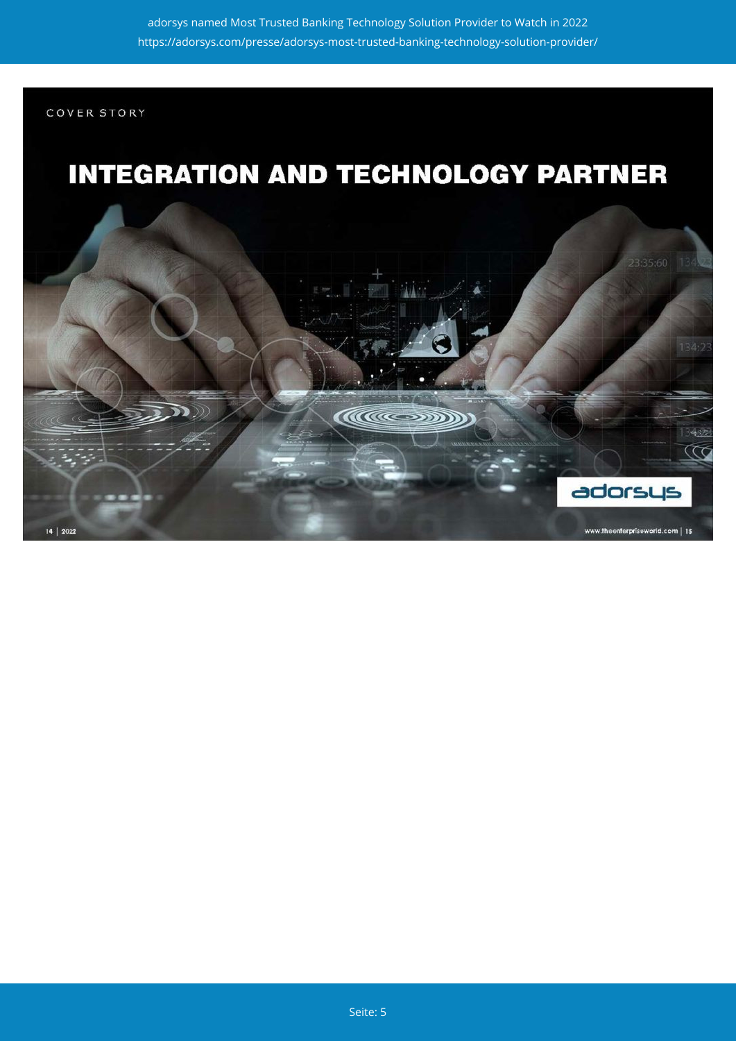COVER STORY

# INTEGRATION AND TECHNOLOGY PARTNER

adorsys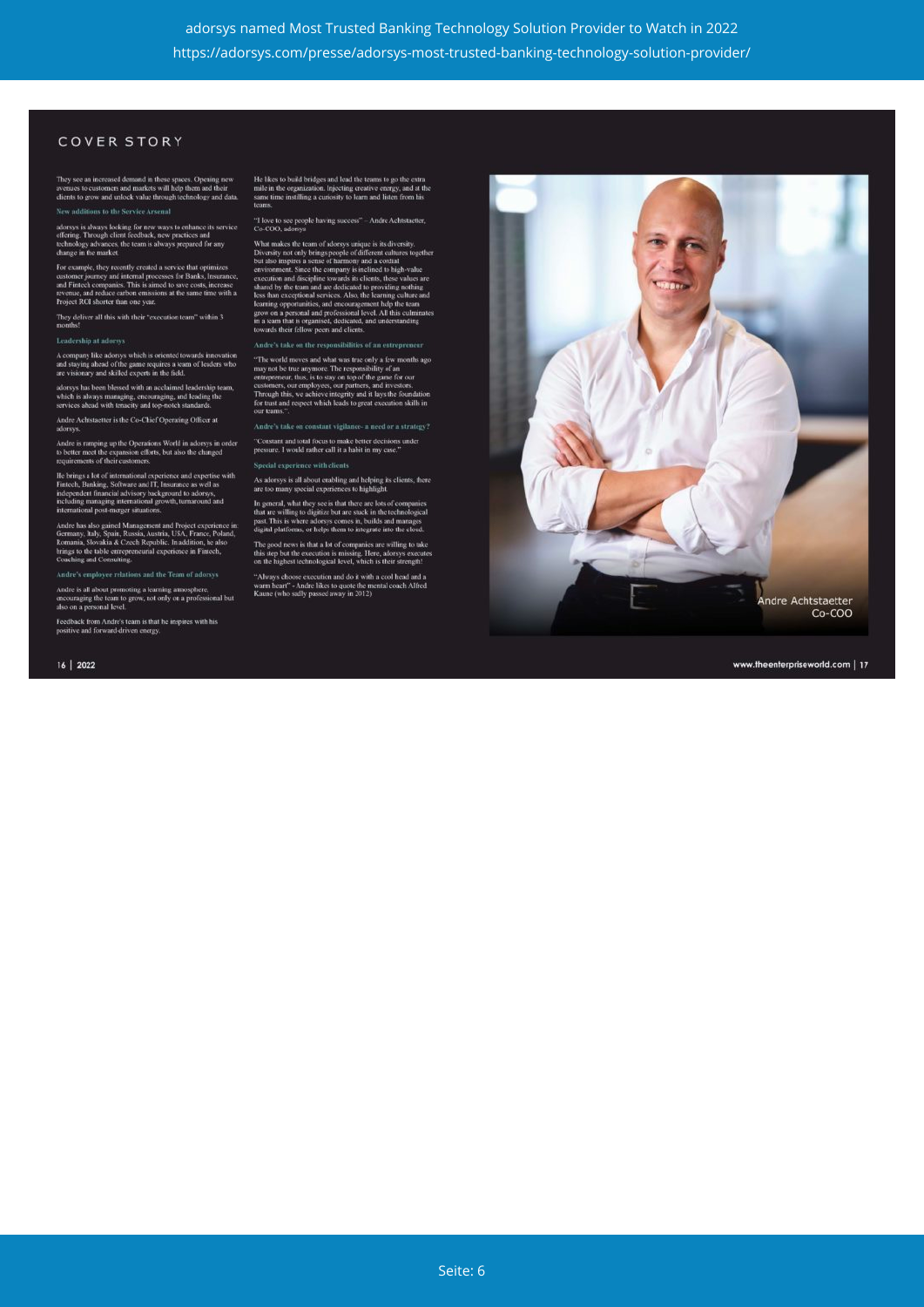adorsys named Most Trusted Banking Technology Solution Provider to Watch in 2022
https://adorsys.com/presse/adorsys-most-trusted-banking-technology-solution-provider/

COVER STORY

They see an increased demand in these spaces. Opening new avenues to customers and markets will help them and their clients to grow and unlock value through technology and data.

### New additions to the Service Arsenal

adorsys is always looking for new ways to enhance its service offering. Through client feedback, new practices and technology advances, the team is always prepared for any change in the market.

For example, they recently created a service that optimizes customer journey and internal processes for Banks, Insurance, and Fintech companies. This is aimed to save costs, increase revenue, and reduce carbon emissions at the same time with a Project ROI shorter than one year.

They deliver all this with their "execution team" within 3 months!

### Leadership at adorsys

A company like adorsys which is oriented towards innovation and staying ahead of the game requires a team of leaders who are visionary and skilled experts in the field.

adorsys has been blessed with an acclaimed leadership team, which is always managing, encouraging, and leading the services ahead with tenacity and top-notch standards.

Andre Achtstaetter is the Co-Chief Operating Officer at adorsys.

Andre is ramping up the Operations World in adorsys in order to better meet the expansion efforts, but also the changed requirements of their customers.

He brings a lot of international experience and expertise with Fintech, Banking, Software and IT, Insurance as well as independent financial advisory background to adorsys, including managing international growth, turnaround and international post-merger situations.

Andre has also gained Management and Project experience in: Germany, Italy, Spain, Russia, Austria, USA, France, Poland, Romania, Slovakia & Czech Republic. In addition, he also brings to the table entrepreneurial experience in Fintech, Coaching and Consulting.

### Andre's employee relations and the Team of adorsys

Andre is all about promoting a learning atmosphere, encouraging the team to grow, not only on a professional but also on a personal level.

Feedback from Andre's team is that he inspires with his positive and forward-driven energy.

He likes to build bridges and lead the teams to go the extra mile in the organization, injecting creative energy, and at the same time instilling a curiosity to learn and listen from his teams.

"I love to see people having success" – Andre Achtstaetter, Co-COO, adorsys

What makes the team of adorsys unique is its diversity. Diversity not only brings people of different cultures together but also inspires a sense of harmony and a cordial environment. Since the company is inclined to high-value execution and discipline towards its clients, these values are shared by the team and are dedicated to providing nothing less than exceptional services. Also, the learning culture and learning opportunities, and encouragement help the team grow on a personal and professional level. All this culminates in a team that is organised, dedicated, and understanding towards their fellow peers and clients.

### Andre's take on the responsibilities of an entrepreneur

"The world moves and what was true only a few months ago may not be true anymore. The responsibility of an entrepreneur, thus, is to stay on top of the game for our customers, our employees, our partners, and investors. Through this, we achieve integrity and it lays the foundation for trust and respect which leads to great execution skills in our teams."

### Andre's take on constant vigilance- a need or a strategy?

"Constant and total focus to make better decisions under pressure. I would rather call it a habit in my case."

### Special experience with clients

As adorsys is all about enabling and helping its clients, there are too many special experiences to highlight.

In general, what they see is that there are lots of companies that are willing to digitize but are stuck in the technological past. This is where adorsys comes in, builds and manages digital platforms, or helps them to integrate into the cloud.

The good news is that a lot of companies are willing to take this step but the execution is missing. Here, adorsys executes on the highest technological level, which is their strength!

"Always choose execution and do it with a cool head and a warm heart" - Andre likes to quote the mental coach Alfred Kaune (who sadly passed away in 2012)

Andre Achtstaetter
Co-COO